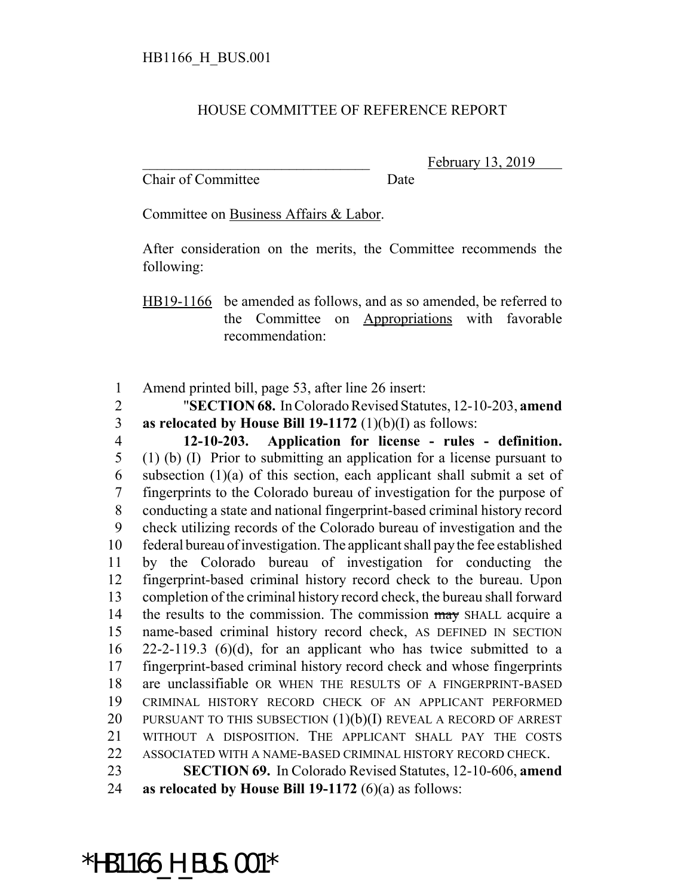HB1166_H_BUS.001

HOUSE COMMITTEE OF REFERENCE REPORT

_______________________________ February 13, 2019
Chair of Committee Date

Committee on Business Affairs & Labor.

After consideration on the merits, the Committee recommends the following:

HB19-1166 be amended as follows, and as so amended, be referred to the Committee on Appropriations with favorable recommendation:

1 Amend printed bill, page 53, after line 26 insert:
2 "**SECTION 68.** In Colorado Revised Statutes, 12-10-203, **amend**
3 **as relocated by House Bill 19-1172** (1)(b)(I) as follows:
4 **12-10-203. Application for license - rules - definition.**
5 (1) (b) (I) Prior to submitting an application for a license pursuant to
6 subsection (1)(a) of this section, each applicant shall submit a set of
7 fingerprints to the Colorado bureau of investigation for the purpose of
8 conducting a state and national fingerprint-based criminal history record
9 check utilizing records of the Colorado bureau of investigation and the
10 federal bureau of investigation. The applicant shall pay the fee established
11 by the Colorado bureau of investigation for conducting the
12 fingerprint-based criminal history record check to the bureau. Upon
13 completion of the criminal history record check, the bureau shall forward
14 the results to the commission. The commission ~~may~~ SHALL acquire a
15 name-based criminal history record check, AS DEFINED IN SECTION
16 22-2-119.3 (6)(d), for an applicant who has twice submitted to a
17 fingerprint-based criminal history record check and whose fingerprints
18 are unclassifiable OR WHEN THE RESULTS OF A FINGERPRINT-BASED
19 CRIMINAL HISTORY RECORD CHECK OF AN APPLICANT PERFORMED
20 PURSUANT TO THIS SUBSECTION (1)(b)(I) REVEAL A RECORD OF ARREST
21 WITHOUT A DISPOSITION. THE APPLICANT SHALL PAY THE COSTS
22 ASSOCIATED WITH A NAME-BASED CRIMINAL HISTORY RECORD CHECK.
23 **SECTION 69.** In Colorado Revised Statutes, 12-10-606, **amend**
24 **as relocated by House Bill 19-1172** (6)(a) as follows:

*HB1166_H_BUS.001*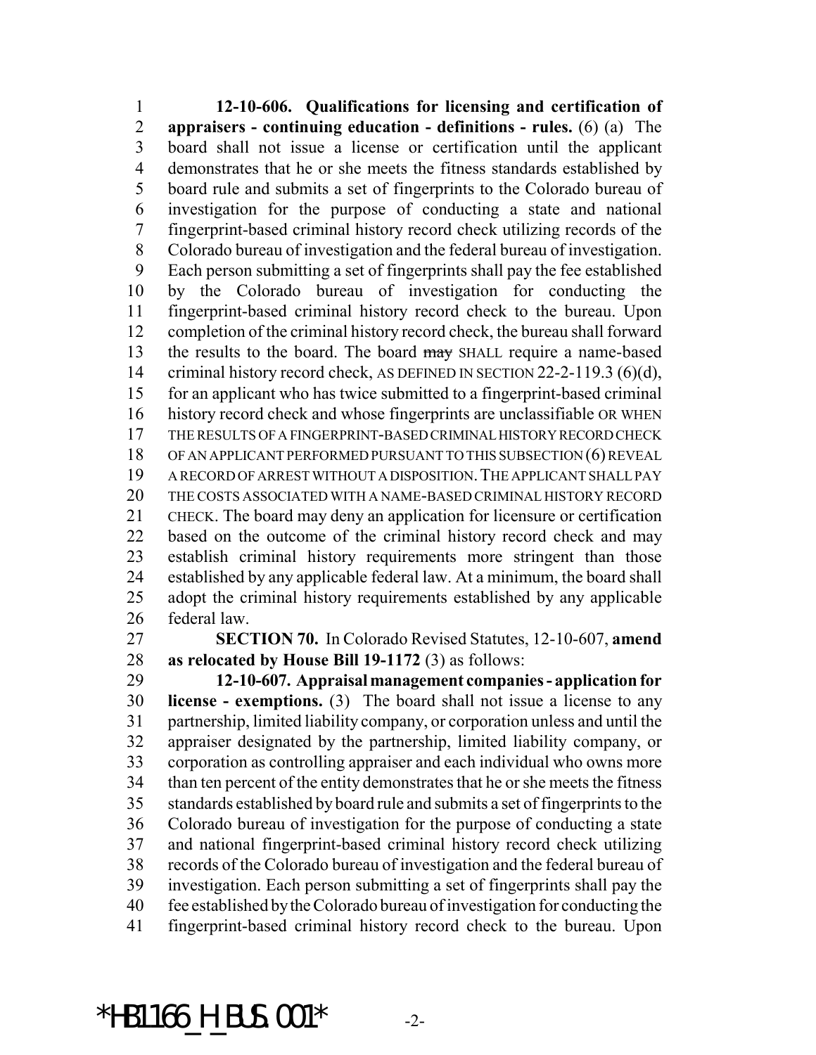**12-10-606. Qualifications for licensing and certification of appraisers - continuing education - definitions - rules.** (6) (a) The board shall not issue a license or certification until the applicant demonstrates that he or she meets the fitness standards established by board rule and submits a set of fingerprints to the Colorado bureau of investigation for the purpose of conducting a state and national fingerprint-based criminal history record check utilizing records of the Colorado bureau of investigation and the federal bureau of investigation. Each person submitting a set of fingerprints shall pay the fee established by the Colorado bureau of investigation for conducting the fingerprint-based criminal history record check to the bureau. Upon completion of the criminal history record check, the bureau shall forward the results to the board. The board ~~may~~ SHALL require a name-based criminal history record check, AS DEFINED IN SECTION 22-2-119.3 (6)(d), for an applicant who has twice submitted to a fingerprint-based criminal history record check and whose fingerprints are unclassifiable OR WHEN THE RESULTS OF A FINGERPRINT-BASED CRIMINAL HISTORY RECORD CHECK OF AN APPLICANT PERFORMED PURSUANT TO THIS SUBSECTION (6) REVEAL A RECORD OF ARREST WITHOUT A DISPOSITION. THE APPLICANT SHALL PAY THE COSTS ASSOCIATED WITH A NAME-BASED CRIMINAL HISTORY RECORD CHECK. The board may deny an application for licensure or certification based on the outcome of the criminal history record check and may establish criminal history requirements more stringent than those established by any applicable federal law. At a minimum, the board shall adopt the criminal history requirements established by any applicable federal law.

**SECTION 70.** In Colorado Revised Statutes, 12-10-607, **amend as relocated by House Bill 19-1172** (3) as follows:

**12-10-607. Appraisal management companies - application for license - exemptions.** (3) The board shall not issue a license to any partnership, limited liability company, or corporation unless and until the appraiser designated by the partnership, limited liability company, or corporation as controlling appraiser and each individual who owns more than ten percent of the entity demonstrates that he or she meets the fitness standards established by board rule and submits a set of fingerprints to the Colorado bureau of investigation for the purpose of conducting a state and national fingerprint-based criminal history record check utilizing records of the Colorado bureau of investigation and the federal bureau of investigation. Each person submitting a set of fingerprints shall pay the fee established by the Colorado bureau of investigation for conducting the fingerprint-based criminal history record check to the bureau. Upon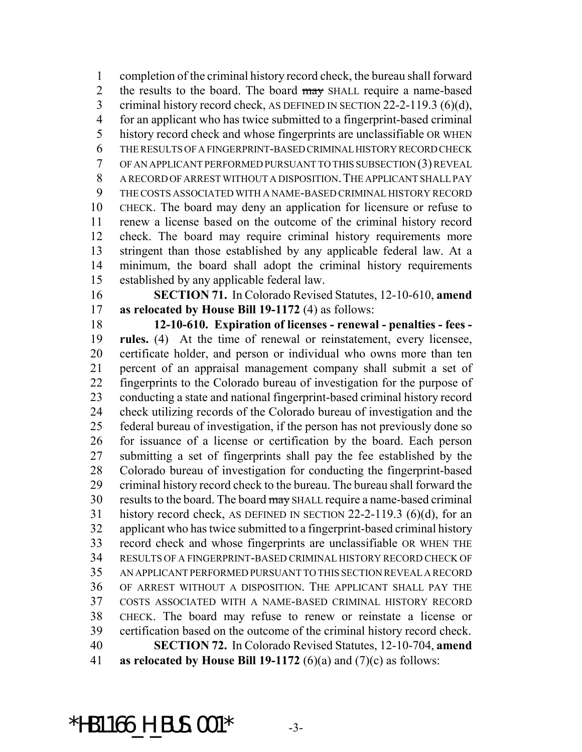completion of the criminal history record check, the bureau shall forward the results to the board. The board ~~may~~ SHALL require a name-based criminal history record check, AS DEFINED IN SECTION 22-2-119.3 (6)(d), for an applicant who has twice submitted to a fingerprint-based criminal history record check and whose fingerprints are unclassifiable OR WHEN THE RESULTS OF A FINGERPRINT-BASED CRIMINAL HISTORY RECORD CHECK OF AN APPLICANT PERFORMED PURSUANT TO THIS SUBSECTION (3) REVEAL A RECORD OF ARREST WITHOUT A DISPOSITION. THE APPLICANT SHALL PAY THE COSTS ASSOCIATED WITH A NAME-BASED CRIMINAL HISTORY RECORD CHECK. The board may deny an application for licensure or refuse to renew a license based on the outcome of the criminal history record check. The board may require criminal history requirements more stringent than those established by any applicable federal law. At a minimum, the board shall adopt the criminal history requirements established by any applicable federal law.

**SECTION 71.** In Colorado Revised Statutes, 12-10-610, **amend as relocated by House Bill 19-1172** (4) as follows:

**12-10-610. Expiration of licenses - renewal - penalties - fees - rules.** (4) At the time of renewal or reinstatement, every licensee, certificate holder, and person or individual who owns more than ten percent of an appraisal management company shall submit a set of fingerprints to the Colorado bureau of investigation for the purpose of conducting a state and national fingerprint-based criminal history record check utilizing records of the Colorado bureau of investigation and the federal bureau of investigation, if the person has not previously done so for issuance of a license or certification by the board. Each person submitting a set of fingerprints shall pay the fee established by the Colorado bureau of investigation for conducting the fingerprint-based criminal history record check to the bureau. The bureau shall forward the results to the board. The board ~~may~~ SHALL require a name-based criminal history record check, AS DEFINED IN SECTION 22-2-119.3 (6)(d), for an applicant who has twice submitted to a fingerprint-based criminal history record check and whose fingerprints are unclassifiable OR WHEN THE RESULTS OF A FINGERPRINT-BASED CRIMINAL HISTORY RECORD CHECK OF AN APPLICANT PERFORMED PURSUANT TO THIS SECTION REVEAL A RECORD OF ARREST WITHOUT A DISPOSITION. THE APPLICANT SHALL PAY THE COSTS ASSOCIATED WITH A NAME-BASED CRIMINAL HISTORY RECORD CHECK. The board may refuse to renew or reinstate a license or certification based on the outcome of the criminal history record check.

**SECTION 72.** In Colorado Revised Statutes, 12-10-704, **amend as relocated by House Bill 19-1172** (6)(a) and (7)(c) as follows: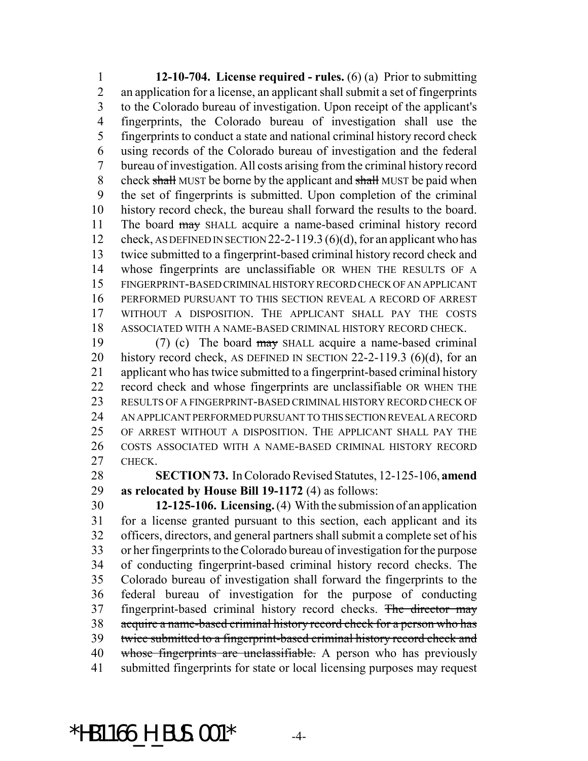**12-10-704. License required - rules.** (6) (a) Prior to submitting an application for a license, an applicant shall submit a set of fingerprints to the Colorado bureau of investigation. Upon receipt of the applicant's fingerprints, the Colorado bureau of investigation shall use the fingerprints to conduct a state and national criminal history record check using records of the Colorado bureau of investigation and the federal bureau of investigation. All costs arising from the criminal history record check ~~shall~~ MUST be borne by the applicant and ~~shall~~ MUST be paid when the set of fingerprints is submitted. Upon completion of the criminal history record check, the bureau shall forward the results to the board. The board ~~may~~ SHALL acquire a name-based criminal history record check, AS DEFINED IN SECTION 22-2-119.3 (6)(d), for an applicant who has twice submitted to a fingerprint-based criminal history record check and whose fingerprints are unclassifiable OR WHEN THE RESULTS OF A FINGERPRINT-BASED CRIMINAL HISTORY RECORD CHECK OF AN APPLICANT PERFORMED PURSUANT TO THIS SECTION REVEAL A RECORD OF ARREST WITHOUT A DISPOSITION. THE APPLICANT SHALL PAY THE COSTS ASSOCIATED WITH A NAME-BASED CRIMINAL HISTORY RECORD CHECK.

(7) (c) The board ~~may~~ SHALL acquire a name-based criminal history record check, AS DEFINED IN SECTION 22-2-119.3 (6)(d), for an applicant who has twice submitted to a fingerprint-based criminal history record check and whose fingerprints are unclassifiable OR WHEN THE RESULTS OF A FINGERPRINT-BASED CRIMINAL HISTORY RECORD CHECK OF AN APPLICANT PERFORMED PURSUANT TO THIS SECTION REVEAL A RECORD OF ARREST WITHOUT A DISPOSITION. THE APPLICANT SHALL PAY THE COSTS ASSOCIATED WITH A NAME-BASED CRIMINAL HISTORY RECORD CHECK.

**SECTION 73.** In Colorado Revised Statutes, 12-125-106, **amend as relocated by House Bill 19-1172** (4) as follows:

**12-125-106. Licensing.** (4) With the submission of an application for a license granted pursuant to this section, each applicant and its officers, directors, and general partners shall submit a complete set of his or her fingerprints to the Colorado bureau of investigation for the purpose of conducting fingerprint-based criminal history record checks. The Colorado bureau of investigation shall forward the fingerprints to the federal bureau of investigation for the purpose of conducting fingerprint-based criminal history record checks. ~~The director may acquire a name-based criminal history record check for a person who has twice submitted to a fingerprint-based criminal history record check and whose fingerprints are unclassifiable.~~ A person who has previously submitted fingerprints for state or local licensing purposes may request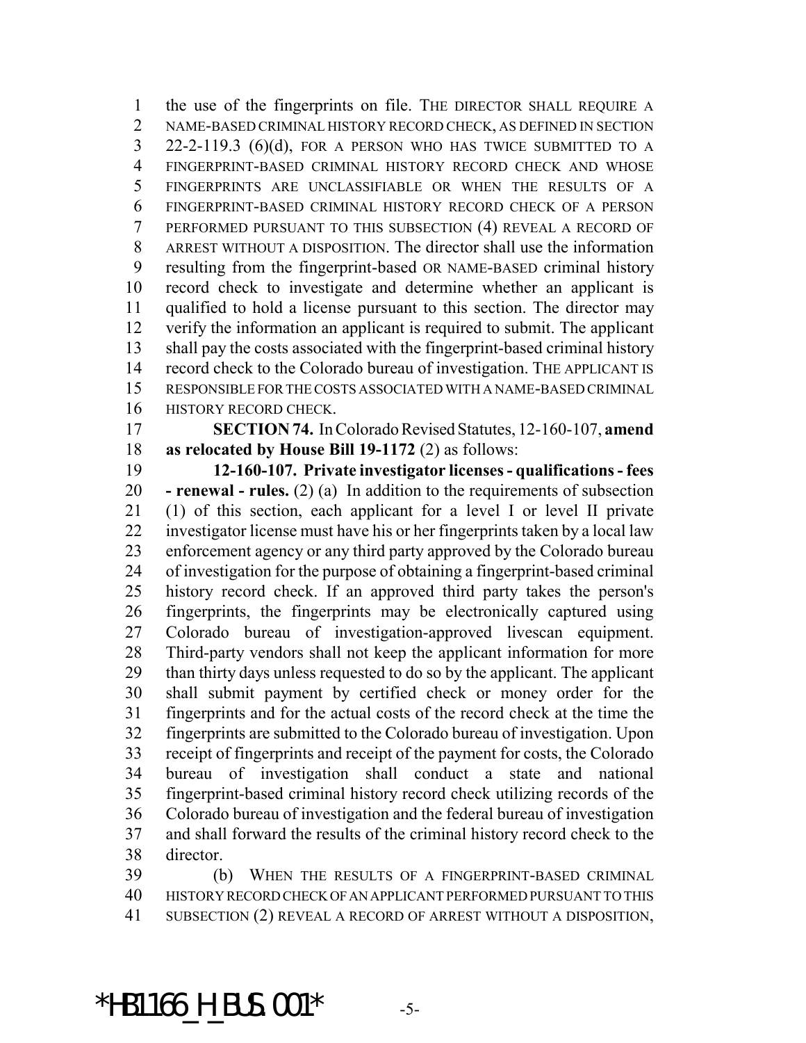the use of the fingerprints on file. THE DIRECTOR SHALL REQUIRE A NAME-BASED CRIMINAL HISTORY RECORD CHECK, AS DEFINED IN SECTION 22-2-119.3 (6)(d), FOR A PERSON WHO HAS TWICE SUBMITTED TO A FINGERPRINT-BASED CRIMINAL HISTORY RECORD CHECK AND WHOSE FINGERPRINTS ARE UNCLASSIFIABLE OR WHEN THE RESULTS OF A FINGERPRINT-BASED CRIMINAL HISTORY RECORD CHECK OF A PERSON PERFORMED PURSUANT TO THIS SUBSECTION (4) REVEAL A RECORD OF ARREST WITHOUT A DISPOSITION. The director shall use the information resulting from the fingerprint-based OR NAME-BASED criminal history record check to investigate and determine whether an applicant is qualified to hold a license pursuant to this section. The director may verify the information an applicant is required to submit. The applicant shall pay the costs associated with the fingerprint-based criminal history record check to the Colorado bureau of investigation. THE APPLICANT IS RESPONSIBLE FOR THE COSTS ASSOCIATED WITH A NAME-BASED CRIMINAL HISTORY RECORD CHECK.

**SECTION 74.** In Colorado Revised Statutes, 12-160-107, **amend as relocated by House Bill 19-1172** (2) as follows:

**12-160-107. Private investigator licenses - qualifications - fees - renewal - rules.** (2) (a) In addition to the requirements of subsection (1) of this section, each applicant for a level I or level II private investigator license must have his or her fingerprints taken by a local law enforcement agency or any third party approved by the Colorado bureau of investigation for the purpose of obtaining a fingerprint-based criminal history record check. If an approved third party takes the person's fingerprints, the fingerprints may be electronically captured using Colorado bureau of investigation-approved livescan equipment. Third-party vendors shall not keep the applicant information for more than thirty days unless requested to do so by the applicant. The applicant shall submit payment by certified check or money order for the fingerprints and for the actual costs of the record check at the time the fingerprints are submitted to the Colorado bureau of investigation. Upon receipt of fingerprints and receipt of the payment for costs, the Colorado bureau of investigation shall conduct a state and national fingerprint-based criminal history record check utilizing records of the Colorado bureau of investigation and the federal bureau of investigation and shall forward the results of the criminal history record check to the director.

(b) WHEN THE RESULTS OF A FINGERPRINT-BASED CRIMINAL HISTORY RECORD CHECK OF AN APPLICANT PERFORMED PURSUANT TO THIS SUBSECTION (2) REVEAL A RECORD OF ARREST WITHOUT A DISPOSITION,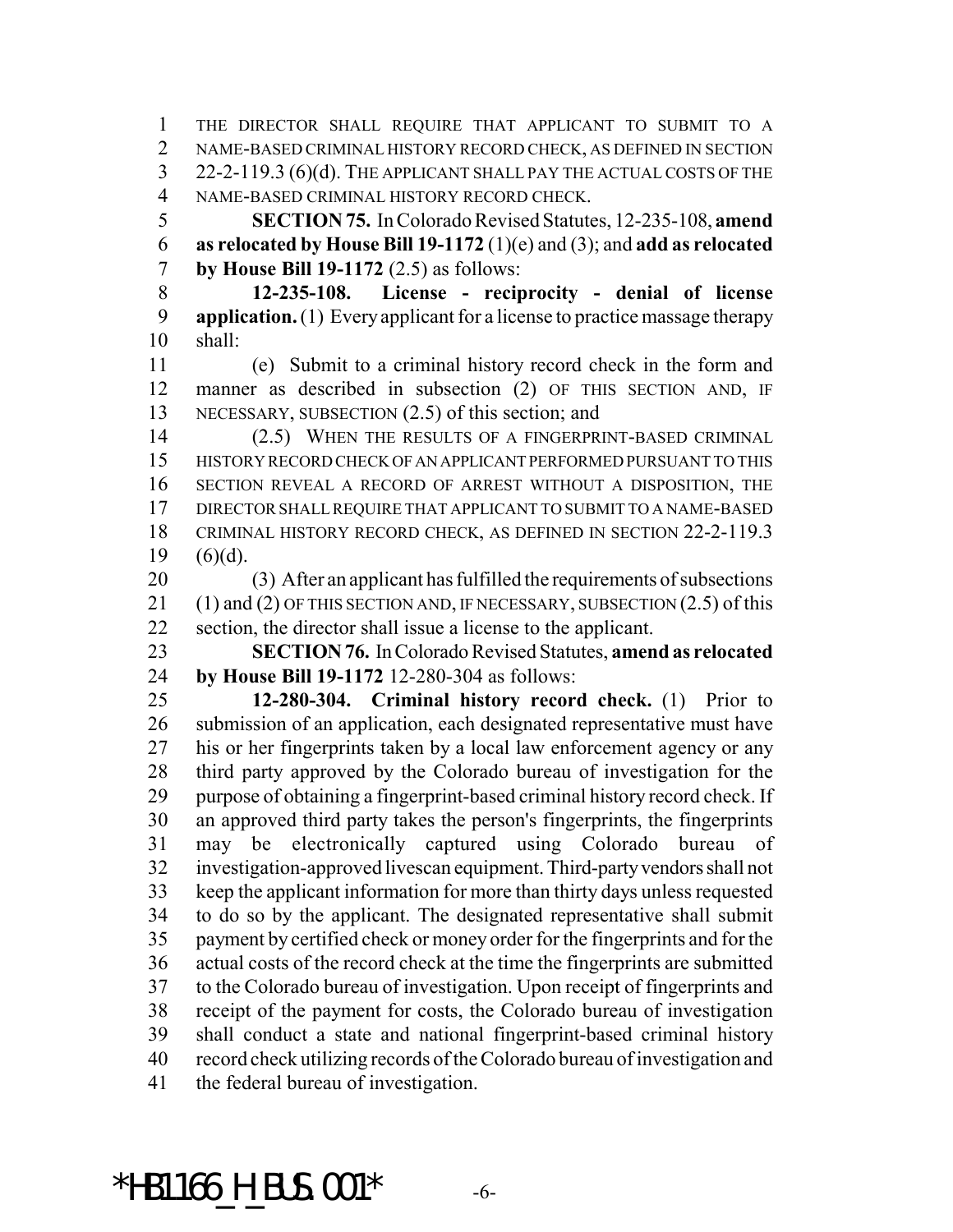THE DIRECTOR SHALL REQUIRE THAT APPLICANT TO SUBMIT TO A NAME-BASED CRIMINAL HISTORY RECORD CHECK, AS DEFINED IN SECTION 22-2-119.3 (6)(d). THE APPLICANT SHALL PAY THE ACTUAL COSTS OF THE NAME-BASED CRIMINAL HISTORY RECORD CHECK.

**SECTION 75.** In Colorado Revised Statutes, 12-235-108, **amend as relocated by House Bill 19-1172** (1)(e) and (3); and **add as relocated by House Bill 19-1172** (2.5) as follows:

**12-235-108. License - reciprocity - denial of license application.** (1) Every applicant for a license to practice massage therapy shall:

(e) Submit to a criminal history record check in the form and manner as described in subsection (2) OF THIS SECTION AND, IF NECESSARY, SUBSECTION (2.5) of this section; and

(2.5) WHEN THE RESULTS OF A FINGERPRINT-BASED CRIMINAL HISTORY RECORD CHECK OF AN APPLICANT PERFORMED PURSUANT TO THIS SECTION REVEAL A RECORD OF ARREST WITHOUT A DISPOSITION, THE DIRECTOR SHALL REQUIRE THAT APPLICANT TO SUBMIT TO A NAME-BASED CRIMINAL HISTORY RECORD CHECK, AS DEFINED IN SECTION 22-2-119.3 (6)(d).

(3) After an applicant has fulfilled the requirements of subsections (1) and (2) OF THIS SECTION AND, IF NECESSARY, SUBSECTION (2.5) of this section, the director shall issue a license to the applicant.

**SECTION 76.** In Colorado Revised Statutes, **amend as relocated by House Bill 19-1172** 12-280-304 as follows:

**12-280-304. Criminal history record check.** (1) Prior to submission of an application, each designated representative must have his or her fingerprints taken by a local law enforcement agency or any third party approved by the Colorado bureau of investigation for the purpose of obtaining a fingerprint-based criminal history record check. If an approved third party takes the person's fingerprints, the fingerprints may be electronically captured using Colorado bureau of investigation-approved livescan equipment. Third-party vendors shall not keep the applicant information for more than thirty days unless requested to do so by the applicant. The designated representative shall submit payment by certified check or money order for the fingerprints and for the actual costs of the record check at the time the fingerprints are submitted to the Colorado bureau of investigation. Upon receipt of fingerprints and receipt of the payment for costs, the Colorado bureau of investigation shall conduct a state and national fingerprint-based criminal history record check utilizing records of the Colorado bureau of investigation and the federal bureau of investigation.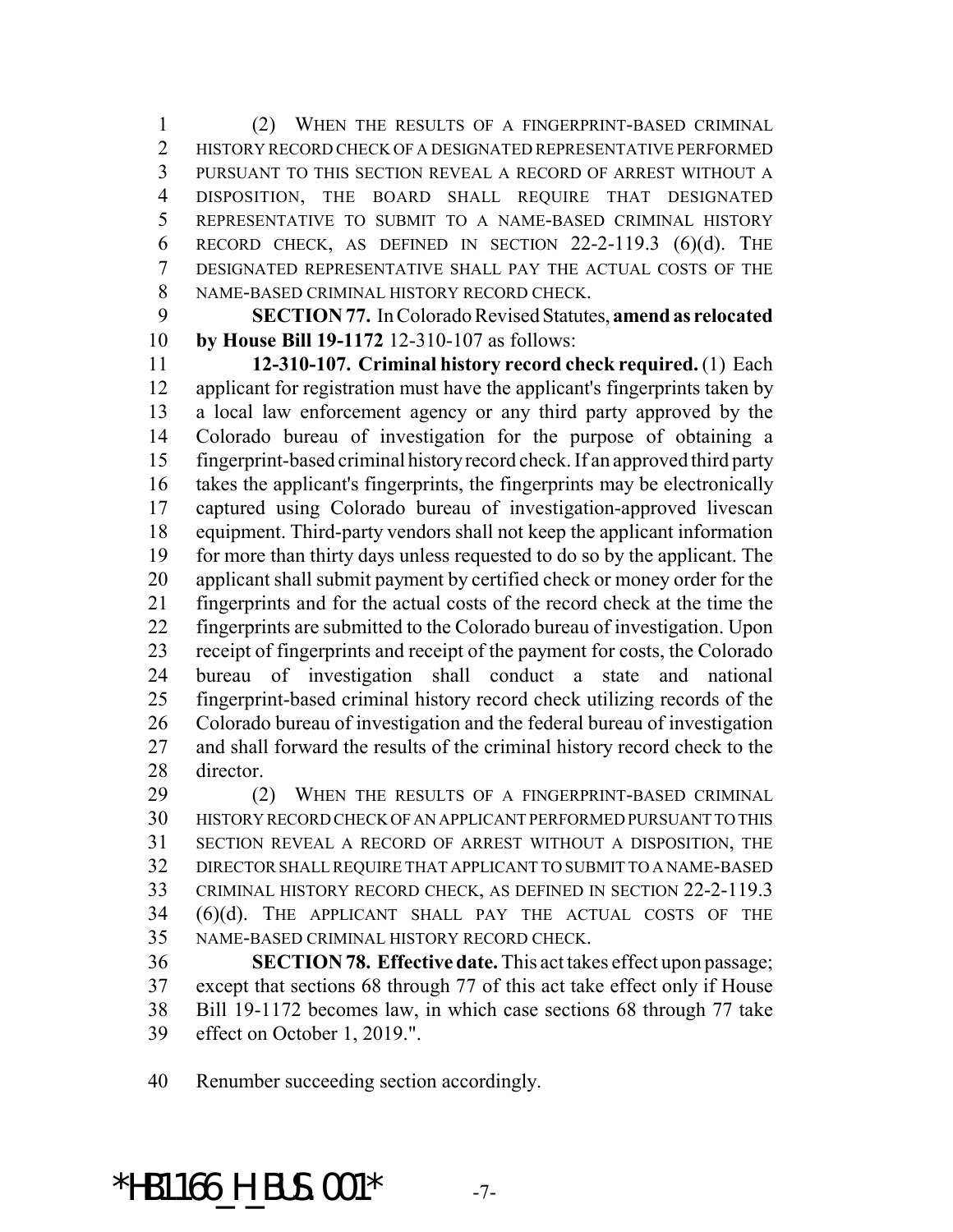(2) WHEN THE RESULTS OF A FINGERPRINT-BASED CRIMINAL HISTORY RECORD CHECK OF A DESIGNATED REPRESENTATIVE PERFORMED PURSUANT TO THIS SECTION REVEAL A RECORD OF ARREST WITHOUT A DISPOSITION, THE BOARD SHALL REQUIRE THAT DESIGNATED REPRESENTATIVE TO SUBMIT TO A NAME-BASED CRIMINAL HISTORY RECORD CHECK, AS DEFINED IN SECTION 22-2-119.3 (6)(d). THE DESIGNATED REPRESENTATIVE SHALL PAY THE ACTUAL COSTS OF THE NAME-BASED CRIMINAL HISTORY RECORD CHECK.

**SECTION 77.** In Colorado Revised Statutes, **amend as relocated by House Bill 19-1172** 12-310-107 as follows:

**12-310-107. Criminal history record check required.** (1) Each applicant for registration must have the applicant's fingerprints taken by a local law enforcement agency or any third party approved by the Colorado bureau of investigation for the purpose of obtaining a fingerprint-based criminal history record check. If an approved third party takes the applicant's fingerprints, the fingerprints may be electronically captured using Colorado bureau of investigation-approved livescan equipment. Third-party vendors shall not keep the applicant information for more than thirty days unless requested to do so by the applicant. The applicant shall submit payment by certified check or money order for the fingerprints and for the actual costs of the record check at the time the fingerprints are submitted to the Colorado bureau of investigation. Upon receipt of fingerprints and receipt of the payment for costs, the Colorado bureau of investigation shall conduct a state and national fingerprint-based criminal history record check utilizing records of the Colorado bureau of investigation and the federal bureau of investigation and shall forward the results of the criminal history record check to the director.

(2) WHEN THE RESULTS OF A FINGERPRINT-BASED CRIMINAL HISTORY RECORD CHECK OF AN APPLICANT PERFORMED PURSUANT TO THIS SECTION REVEAL A RECORD OF ARREST WITHOUT A DISPOSITION, THE DIRECTOR SHALL REQUIRE THAT APPLICANT TO SUBMIT TO A NAME-BASED CRIMINAL HISTORY RECORD CHECK, AS DEFINED IN SECTION 22-2-119.3 (6)(d). THE APPLICANT SHALL PAY THE ACTUAL COSTS OF THE NAME-BASED CRIMINAL HISTORY RECORD CHECK.

**SECTION 78. Effective date.** This act takes effect upon passage; except that sections 68 through 77 of this act take effect only if House Bill 19-1172 becomes law, in which case sections 68 through 77 take effect on October 1, 2019.".

Renumber succeeding section accordingly.

*HB1166_H_BUS.001*